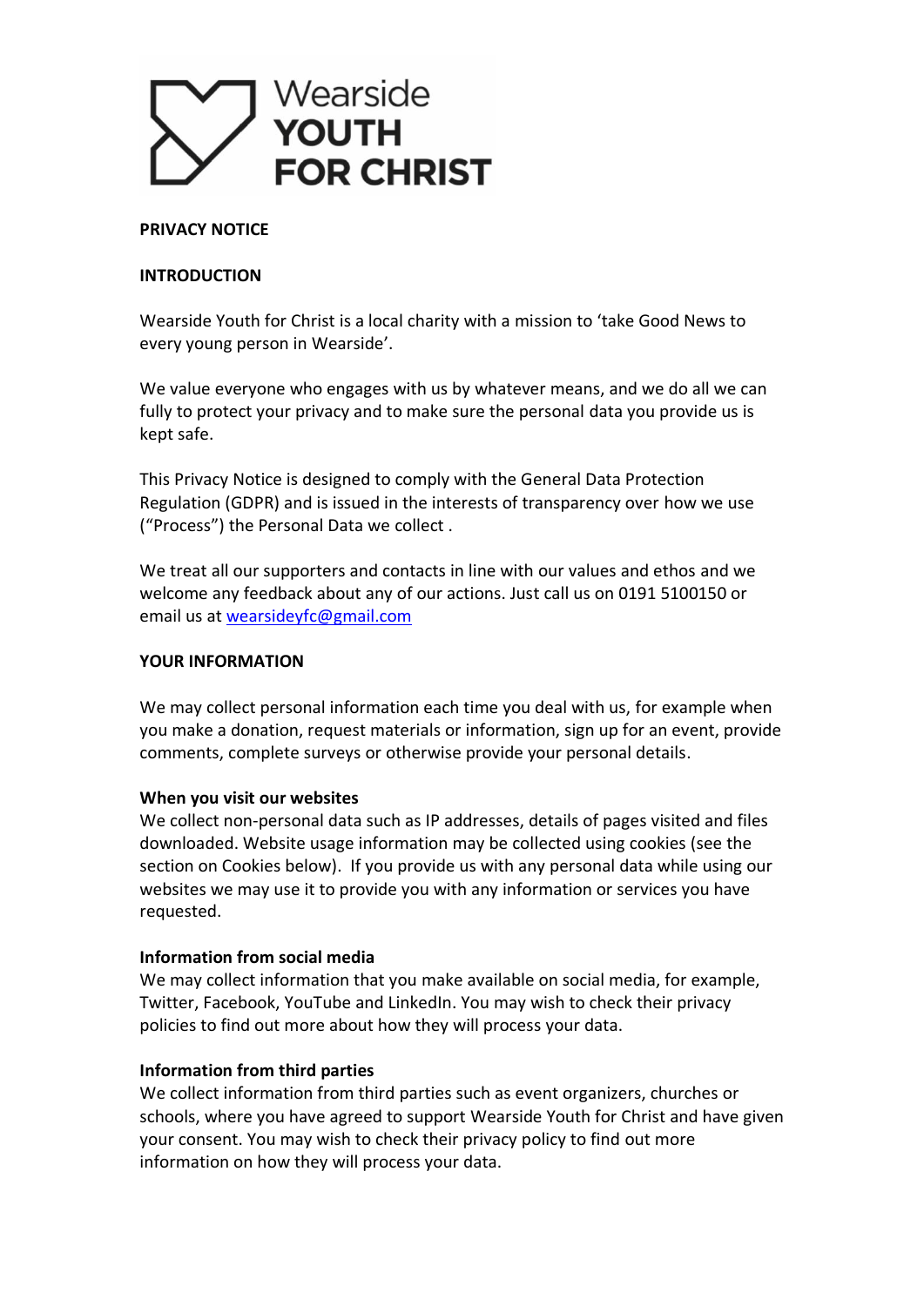Wearside
**YOUTH**
**FOR CHRIST**

## PRIVACY NOTICE

### INTRODUCTION

Wearside Youth for Christ is a local charity with a mission to 'take Good News to every young person in Wearside'.

We value everyone who engages with us by whatever means, and we do all we can fully to protect your privacy and to make sure the personal data you provide us is kept safe.

This Privacy Notice is designed to comply with the General Data Protection Regulation (GDPR) and is issued in the interests of transparency over how we use ("Process") the Personal Data we collect .

We treat all our supporters and contacts in line with our values and ethos and we welcome any feedback about any of our actions. Just call us on 0191 5100150 or email us at [wearsideyfc@gmail.com](mailto:wearsideyfc@gmail.com)

### YOUR INFORMATION

We may collect personal information each time you deal with us, for example when you make a donation, request materials or information, sign up for an event, provide comments, complete surveys or otherwise provide your personal details.

**When you visit our websites**
We collect non-personal data such as IP addresses, details of pages visited and files downloaded. Website usage information may be collected using cookies (see the section on Cookies below). If you provide us with any personal data while using our websites we may use it to provide you with any information or services you have requested.

**Information from social media**
We may collect information that you make available on social media, for example, Twitter, Facebook, YouTube and LinkedIn. You may wish to check their privacy policies to find out more about how they will process your data.

**Information from third parties**
We collect information from third parties such as event organizers, churches or schools, where you have agreed to support Wearside Youth for Christ and have given your consent. You may wish to check their privacy policy to find out more information on how they will process your data.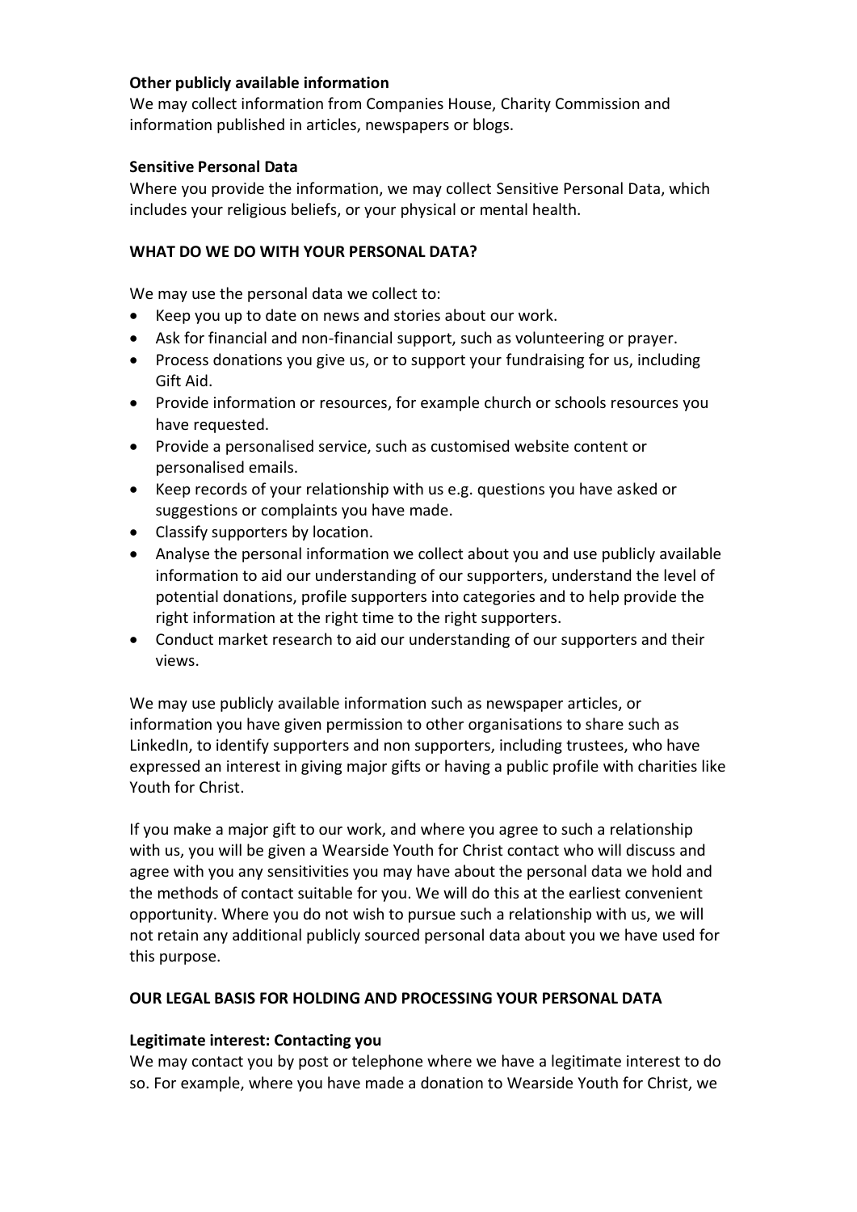**Other publicly available information**
We may collect information from Companies House, Charity Commission and information published in articles, newspapers or blogs.

**Sensitive Personal Data**
Where you provide the information, we may collect Sensitive Personal Data, which includes your religious beliefs, or your physical or mental health.

**WHAT DO WE DO WITH YOUR PERSONAL DATA?**

We may use the personal data we collect to:

- Keep you up to date on news and stories about our work.
- Ask for financial and non-financial support, such as volunteering or prayer.
- Process donations you give us, or to support your fundraising for us, including Gift Aid.
- Provide information or resources, for example church or schools resources you have requested.
- Provide a personalised service, such as customised website content or personalised emails.
- Keep records of your relationship with us e.g. questions you have asked or suggestions or complaints you have made.
- Classify supporters by location.
- Analyse the personal information we collect about you and use publicly available information to aid our understanding of our supporters, understand the level of potential donations, profile supporters into categories and to help provide the right information at the right time to the right supporters.
- Conduct market research to aid our understanding of our supporters and their views.

We may use publicly available information such as newspaper articles, or information you have given permission to other organisations to share such as LinkedIn, to identify supporters and non supporters, including trustees, who have expressed an interest in giving major gifts or having a public profile with charities like Youth for Christ.

If you make a major gift to our work, and where you agree to such a relationship with us, you will be given a Wearside Youth for Christ contact who will discuss and agree with you any sensitivities you may have about the personal data we hold and the methods of contact suitable for you. We will do this at the earliest convenient opportunity. Where you do not wish to pursue such a relationship with us, we will not retain any additional publicly sourced personal data about you we have used for this purpose.

**OUR LEGAL BASIS FOR HOLDING AND PROCESSING YOUR PERSONAL DATA**

**Legitimate interest: Contacting you**
We may contact you by post or telephone where we have a legitimate interest to do so. For example, where you have made a donation to Wearside Youth for Christ, we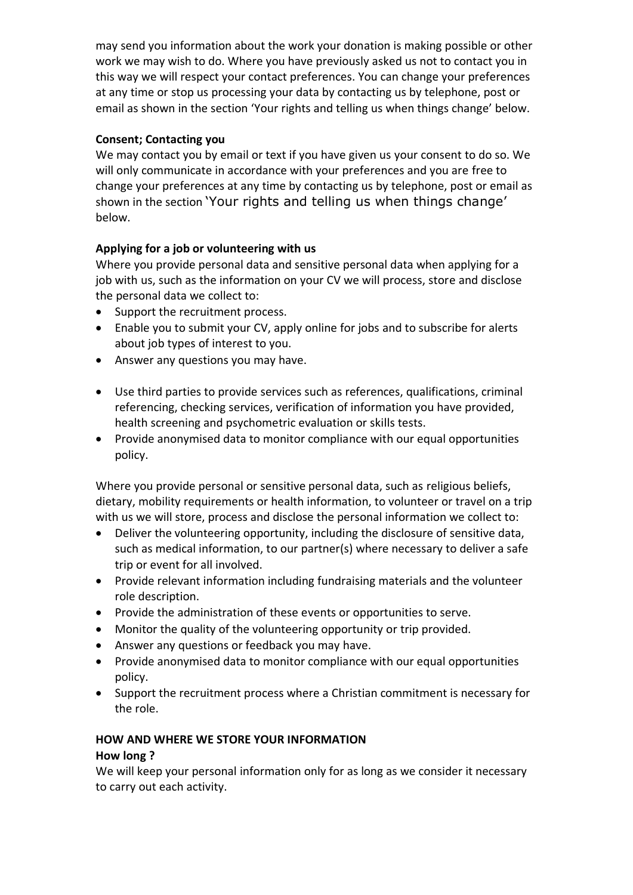may send you information about the work your donation is making possible or other work we may wish to do. Where you have previously asked us not to contact you in this way we will respect your contact preferences. You can change your preferences at any time or stop us processing your data by contacting us by telephone, post or email as shown in the section 'Your rights and telling us when things change' below.

**Consent; Contacting you**

We may contact you by email or text if you have given us your consent to do so. We will only communicate in accordance with your preferences and you are free to change your preferences at any time by contacting us by telephone, post or email as shown in the section 'Your rights and telling us when things change' below.

**Applying for a job or volunteering with us**

Where you provide personal data and sensitive personal data when applying for a job with us, such as the information on your CV we will process, store and disclose the personal data we collect to:

- Support the recruitment process.
- Enable you to submit your CV, apply online for jobs and to subscribe for alerts about job types of interest to you.
- Answer any questions you may have.
- Use third parties to provide services such as references, qualifications, criminal referencing, checking services, verification of information you have provided, health screening and psychometric evaluation or skills tests.
- Provide anonymised data to monitor compliance with our equal opportunities policy.

Where you provide personal or sensitive personal data, such as religious beliefs, dietary, mobility requirements or health information, to volunteer or travel on a trip with us we will store, process and disclose the personal information we collect to:

- Deliver the volunteering opportunity, including the disclosure of sensitive data, such as medical information, to our partner(s) where necessary to deliver a safe trip or event for all involved.
- Provide relevant information including fundraising materials and the volunteer role description.
- Provide the administration of these events or opportunities to serve.
- Monitor the quality of the volunteering opportunity or trip provided.
- Answer any questions or feedback you may have.
- Provide anonymised data to monitor compliance with our equal opportunities policy.
- Support the recruitment process where a Christian commitment is necessary for the role.

**HOW AND WHERE WE STORE YOUR INFORMATION**

**How long ?**

We will keep your personal information only for as long as we consider it necessary to carry out each activity.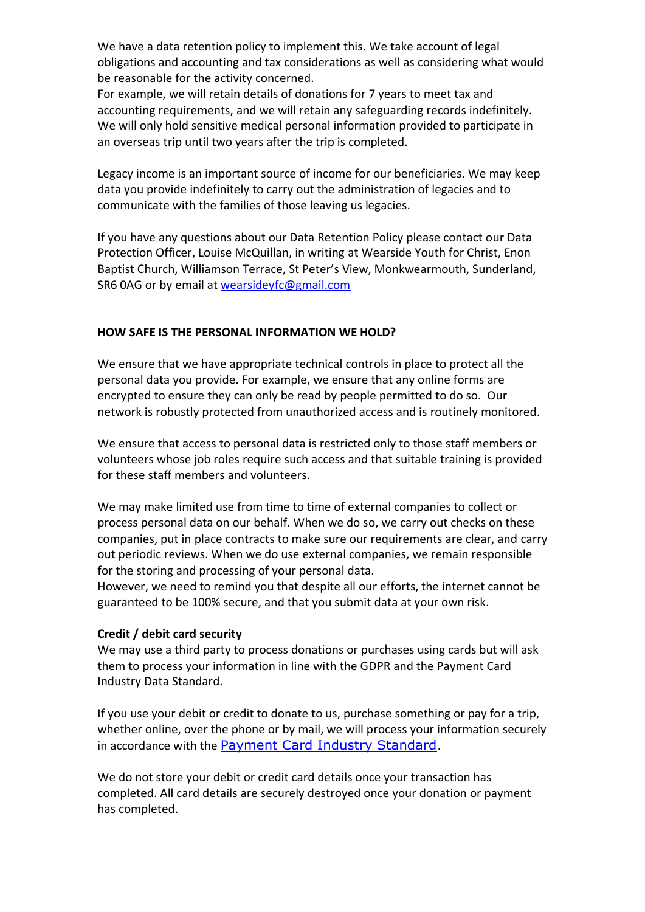We have a data retention policy to implement this. We take account of legal obligations and accounting and tax considerations as well as considering what would be reasonable for the activity concerned.

For example, we will retain details of donations for 7 years to meet tax and accounting requirements, and we will retain any safeguarding records indefinitely. We will only hold sensitive medical personal information provided to participate in an overseas trip until two years after the trip is completed.

Legacy income is an important source of income for our beneficiaries. We may keep data you provide indefinitely to carry out the administration of legacies and to communicate with the families of those leaving us legacies.

If you have any questions about our Data Retention Policy please contact our Data Protection Officer, Louise McQuillan, in writing at Wearside Youth for Christ, Enon Baptist Church, Williamson Terrace, St Peter's View, Monkwearmouth, Sunderland, SR6 0AG or by email at wearsideyfc@gmail.com

**HOW SAFE IS THE PERSONAL INFORMATION WE HOLD?**

We ensure that we have appropriate technical controls in place to protect all the personal data you provide. For example, we ensure that any online forms are encrypted to ensure they can only be read by people permitted to do so. Our network is robustly protected from unauthorized access and is routinely monitored.

We ensure that access to personal data is restricted only to those staff members or volunteers whose job roles require such access and that suitable training is provided for these staff members and volunteers.

We may make limited use from time to time of external companies to collect or process personal data on our behalf. When we do so, we carry out checks on these companies, put in place contracts to make sure our requirements are clear, and carry out periodic reviews. When we do use external companies, we remain responsible for the storing and processing of your personal data.

However, we need to remind you that despite all our efforts, the internet cannot be guaranteed to be 100% secure, and that you submit data at your own risk.

**Credit / debit card security**

We may use a third party to process donations or purchases using cards but will ask them to process your information in line with the GDPR and the Payment Card Industry Data Standard.

If you use your debit or credit to donate to us, purchase something or pay for a trip, whether online, over the phone or by mail, we will process your information securely in accordance with the Payment Card Industry Standard.

We do not store your debit or credit card details once your transaction has completed. All card details are securely destroyed once your donation or payment has completed.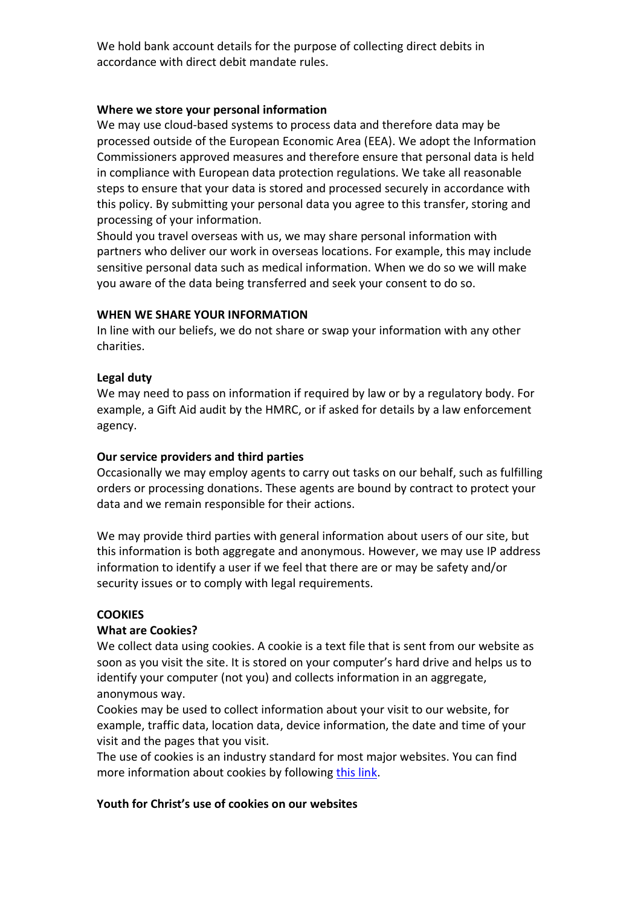We hold bank account details for the purpose of collecting direct debits in accordance with direct debit mandate rules.

**Where we store your personal information**

We may use cloud-based systems to process data and therefore data may be processed outside of the European Economic Area (EEA). We adopt the Information Commissioners approved measures and therefore ensure that personal data is held in compliance with European data protection regulations. We take all reasonable steps to ensure that your data is stored and processed securely in accordance with this policy. By submitting your personal data you agree to this transfer, storing and processing of your information.

Should you travel overseas with us, we may share personal information with partners who deliver our work in overseas locations. For example, this may include sensitive personal data such as medical information. When we do so we will make you aware of the data being transferred and seek your consent to do so.

**WHEN WE SHARE YOUR INFORMATION**

In line with our beliefs, we do not share or swap your information with any other charities.

**Legal duty**

We may need to pass on information if required by law or by a regulatory body. For example, a Gift Aid audit by the HMRC, or if asked for details by a law enforcement agency.

**Our service providers and third parties**

Occasionally we may employ agents to carry out tasks on our behalf, such as fulfilling orders or processing donations. These agents are bound by contract to protect your data and we remain responsible for their actions.

We may provide third parties with general information about users of our site, but this information is both aggregate and anonymous. However, we may use IP address information to identify a user if we feel that there are or may be safety and/or security issues or to comply with legal requirements.

**COOKIES**

**What are Cookies?**

We collect data using cookies. A cookie is a text file that is sent from our website as soon as you visit the site. It is stored on your computer's hard drive and helps us to identify your computer (not you) and collects information in an aggregate, anonymous way.

Cookies may be used to collect information about your visit to our website, for example, traffic data, location data, device information, the date and time of your visit and the pages that you visit.

The use of cookies is an industry standard for most major websites. You can find more information about cookies by following this link.

**Youth for Christ's use of cookies on our websites**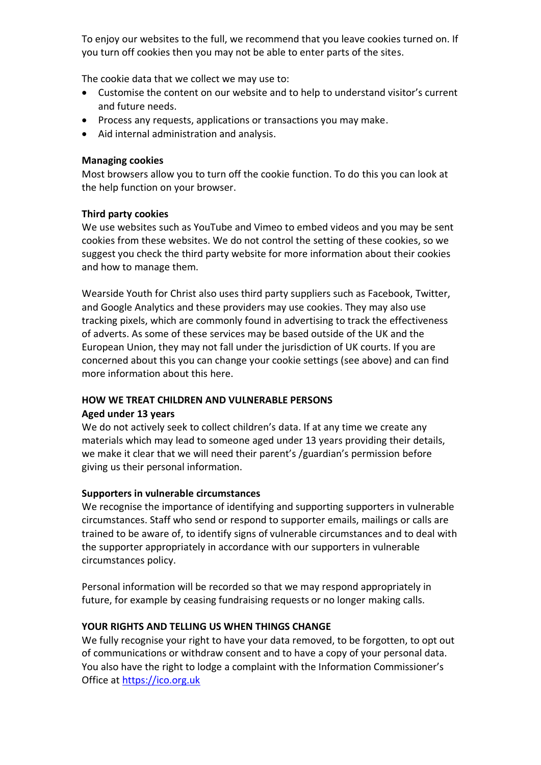To enjoy our websites to the full, we recommend that you leave cookies turned on. If you turn off cookies then you may not be able to enter parts of the sites.

The cookie data that we collect we may use to:

- Customise the content on our website and to help to understand visitor's current and future needs.
- Process any requests, applications or transactions you may make.
- Aid internal administration and analysis.

**Managing cookies**
Most browsers allow you to turn off the cookie function. To do this you can look at the help function on your browser.

**Third party cookies**
We use websites such as YouTube and Vimeo to embed videos and you may be sent cookies from these websites. We do not control the setting of these cookies, so we suggest you check the third party website for more information about their cookies and how to manage them.

Wearside Youth for Christ also uses third party suppliers such as Facebook, Twitter, and Google Analytics and these providers may use cookies. They may also use tracking pixels, which are commonly found in advertising to track the effectiveness of adverts. As some of these services may be based outside of the UK and the European Union, they may not fall under the jurisdiction of UK courts. If you are concerned about this you can change your cookie settings (see above) and can find more information about this here.

**HOW WE TREAT CHILDREN AND VULNERABLE PERSONS**

**Aged under 13 years**
We do not actively seek to collect children's data. If at any time we create any materials which may lead to someone aged under 13 years providing their details, we make it clear that we will need their parent's /guardian's permission before giving us their personal information.

**Supporters in vulnerable circumstances**
We recognise the importance of identifying and supporting supporters in vulnerable circumstances. Staff who send or respond to supporter emails, mailings or calls are trained to be aware of, to identify signs of vulnerable circumstances and to deal with the supporter appropriately in accordance with our supporters in vulnerable circumstances policy.

Personal information will be recorded so that we may respond appropriately in future, for example by ceasing fundraising requests or no longer making calls.

**YOUR RIGHTS AND TELLING US WHEN THINGS CHANGE**
We fully recognise your right to have your data removed, to be forgotten, to opt out of communications or withdraw consent and to have a copy of your personal data. You also have the right to lodge a complaint with the Information Commissioner's Office at https://ico.org.uk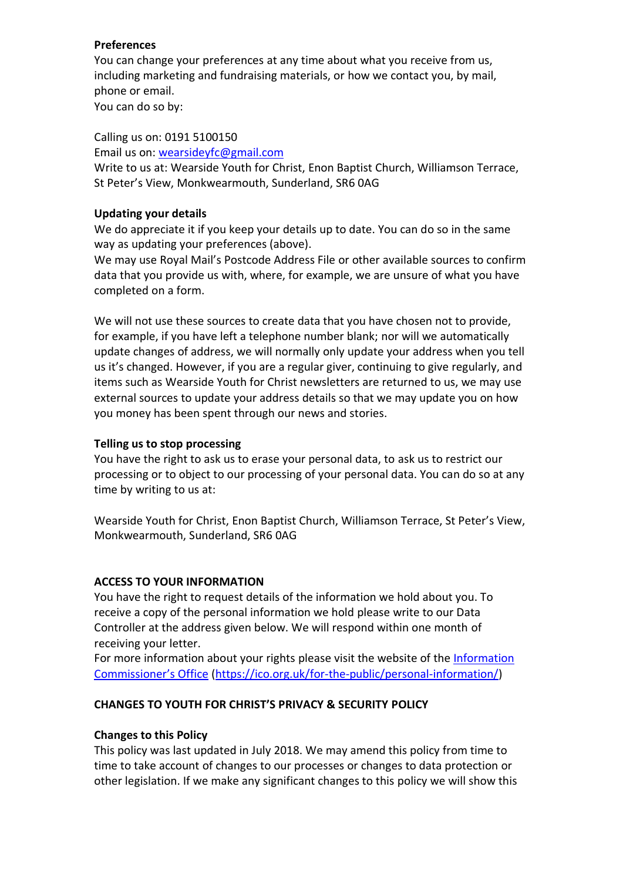**Preferences**

You can change your preferences at any time about what you receive from us, including marketing and fundraising materials, or how we contact you, by mail, phone or email.
You can do so by:

Calling us on: 0191 5100150
Email us on: [wearsideyfc@gmail.com](mailto:wearsideyfc@gmail.com)
Write to us at: Wearside Youth for Christ, Enon Baptist Church, Williamson Terrace, St Peter's View, Monkwearmouth, Sunderland, SR6 0AG

**Updating your details**

We do appreciate it if you keep your details up to date. You can do so in the same way as updating your preferences (above).
We may use Royal Mail's Postcode Address File or other available sources to confirm data that you provide us with, where, for example, we are unsure of what you have completed on a form.

We will not use these sources to create data that you have chosen not to provide, for example, if you have left a telephone number blank; nor will we automatically update changes of address, we will normally only update your address when you tell us it's changed. However, if you are a regular giver, continuing to give regularly, and items such as Wearside Youth for Christ newsletters are returned to us, we may use external sources to update your address details so that we may update you on how you money has been spent through our news and stories.

**Telling us to stop processing**

You have the right to ask us to erase your personal data, to ask us to restrict our processing or to object to our processing of your personal data. You can do so at any time by writing to us at:

Wearside Youth for Christ, Enon Baptist Church, Williamson Terrace, St Peter's View, Monkwearmouth, Sunderland, SR6 0AG

**ACCESS TO YOUR INFORMATION**

You have the right to request details of the information we hold about you. To receive a copy of the personal information we hold please write to our Data Controller at the address given below. We will respond within one month of receiving your letter.
For more information about your rights please visit the website of the [Information Commissioner's Office](https://ico.org.uk/for-the-public/personal-information/) (https://ico.org.uk/for-the-public/personal-information/)

**CHANGES TO YOUTH FOR CHRIST'S PRIVACY & SECURITY POLICY**

**Changes to this Policy**

This policy was last updated in July 2018. We may amend this policy from time to time to take account of changes to our processes or changes to data protection or other legislation. If we make any significant changes to this policy we will show this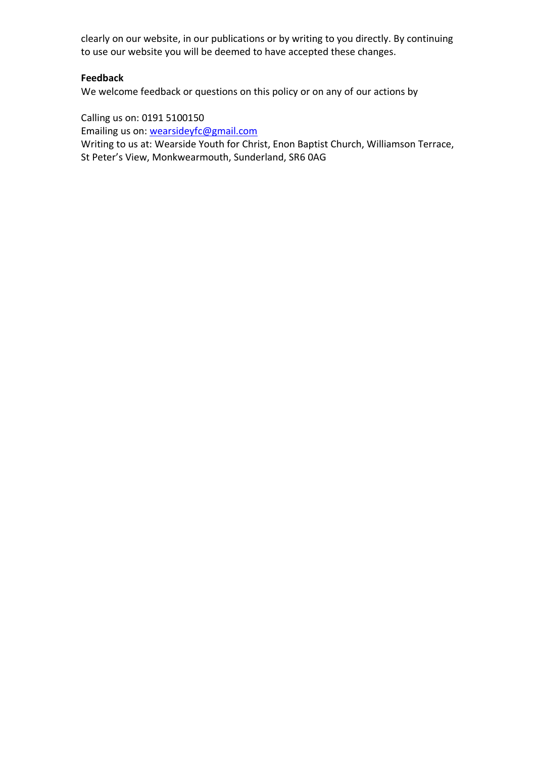clearly on our website, in our publications or by writing to you directly. By continuing to use our website you will be deemed to have accepted these changes.

**Feedback**

We welcome feedback or questions on this policy or on any of our actions by

Calling us on: 0191 5100150

Emailing us on: wearsideyfc@gmail.com

Writing to us at: Wearside Youth for Christ, Enon Baptist Church, Williamson Terrace, St Peter's View, Monkwearmouth, Sunderland, SR6 0AG